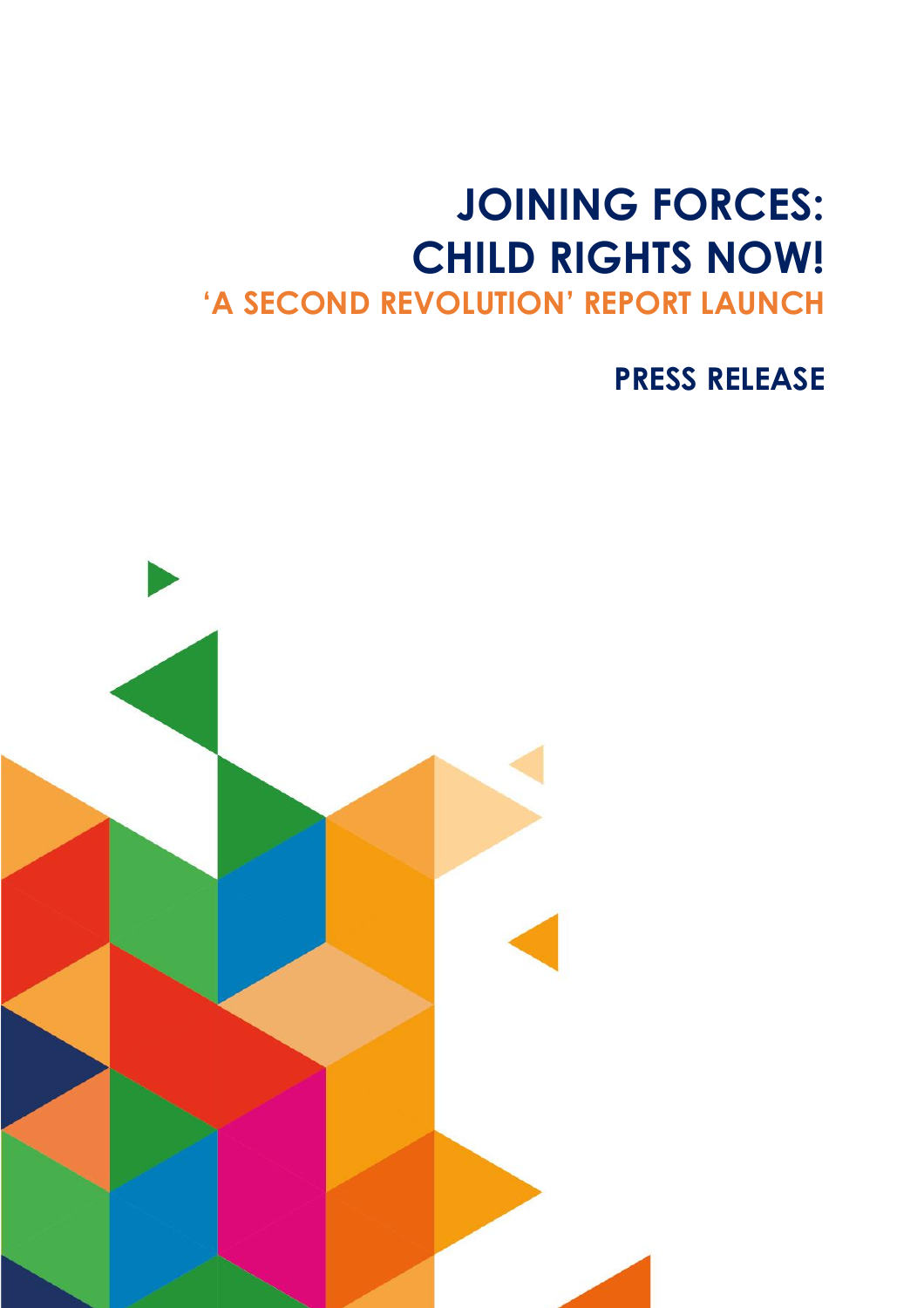# JOINING FORCES: CHILD RIGHTS NOW!

## 'A SECOND REVOLUTION' REPORT LAUNCH

### PRESS RELEASE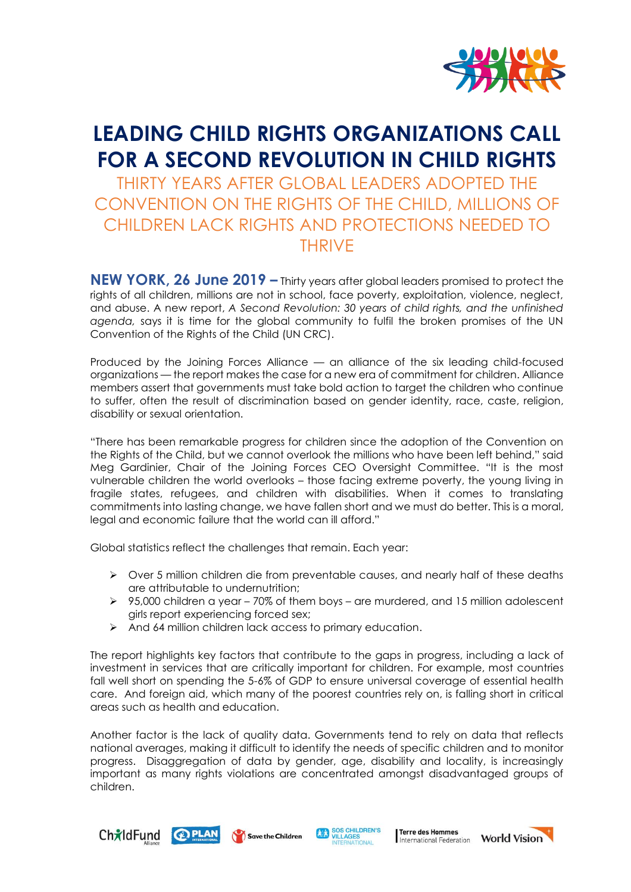# LEADING CHILD RIGHTS ORGANIZATIONS CALL FOR A SECOND REVOLUTION IN CHILD RIGHTS

## THIRTY YEARS AFTER GLOBAL LEADERS ADOPTED THE CONVENTION ON THE RIGHTS OF THE CHILD, MILLIONS OF CHILDREN LACK RIGHTS AND PROTECTIONS NEEDED TO THRIVE

**NEW YORK, 26 June 2019 –** Thirty years after global leaders promised to protect the rights of all children, millions are not in school, face poverty, exploitation, violence, neglect, and abuse. A new report, *A Second Revolution: 30 years of child rights, and the unfinished agenda,* says it is time for the global community to fulfil the broken promises of the UN Convention of the Rights of the Child (UN CRC).

Produced by the Joining Forces Alliance — an alliance of the six leading child-focused organizations — the report makes the case for a new era of commitment for children. Alliance members assert that governments must take bold action to target the children who continue to suffer, often the result of discrimination based on gender identity, race, caste, religion, disability or sexual orientation.

"There has been remarkable progress for children since the adoption of the Convention on the Rights of the Child, but we cannot overlook the millions who have been left behind," said Meg Gardinier, Chair of the Joining Forces CEO Oversight Committee. "It is the most vulnerable children the world overlooks – those facing extreme poverty, the young living in fragile states, refugees, and children with disabilities. When it comes to translating commitments into lasting change, we have fallen short and we must do better. This is a moral, legal and economic failure that the world can ill afford."

Global statistics reflect the challenges that remain. Each year:

- Over 5 million children die from preventable causes, and nearly half of these deaths are attributable to undernutrition;
- 95,000 children a year – 70% of them boys – are murdered, and 15 million adolescent girls report experiencing forced sex;
- And 64 million children lack access to primary education.

The report highlights key factors that contribute to the gaps in progress, including a lack of investment in services that are critically important for children. For example, most countries fall well short on spending the 5-6% of GDP to ensure universal coverage of essential health care. And foreign aid, which many of the poorest countries rely on, is falling short in critical areas such as health and education.

Another factor is the lack of quality data. Governments tend to rely on data that reflects national averages, making it difficult to identify the needs of specific children and to monitor progress. Disaggregation of data by gender, age, disability and locality, is increasingly important as many rights violations are concentrated amongst disadvantaged groups of children.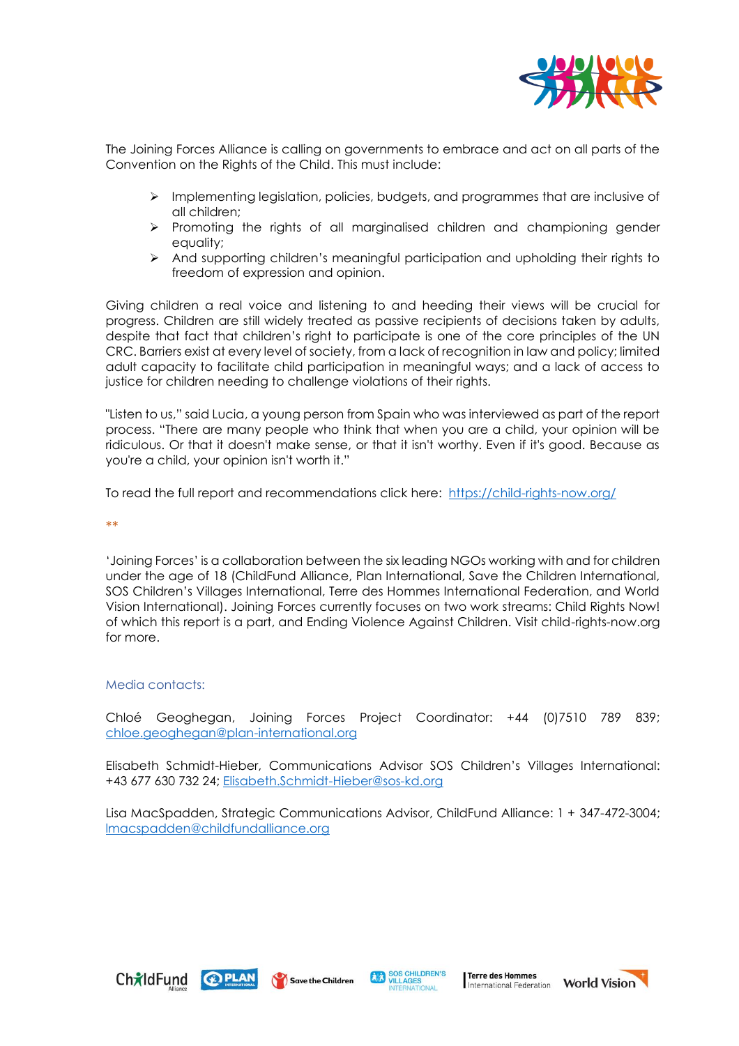The Joining Forces Alliance is calling on governments to embrace and act on all parts of the Convention on the Rights of the Child. This must include:

- Implementing legislation, policies, budgets, and programmes that are inclusive of all children;
- Promoting the rights of all marginalised children and championing gender equality;
- And supporting children's meaningful participation and upholding their rights to freedom of expression and opinion.

Giving children a real voice and listening to and heeding their views will be crucial for progress. Children are still widely treated as passive recipients of decisions taken by adults, despite that fact that children's right to participate is one of the core principles of the UN CRC. Barriers exist at every level of society, from a lack of recognition in law and policy; limited adult capacity to facilitate child participation in meaningful ways; and a lack of access to justice for children needing to challenge violations of their rights.

"Listen to us," said Lucia, a young person from Spain who was interviewed as part of the report process. "There are many people who think that when you are a child, your opinion will be ridiculous. Or that it doesn't make sense, or that it isn't worthy. Even if it's good. Because as you're a child, your opinion isn't worth it."

To read the full report and recommendations click here: https://child-rights-now.org/

**

'Joining Forces' is a collaboration between the six leading NGOs working with and for children under the age of 18 (ChildFund Alliance, Plan International, Save the Children International, SOS Children's Villages International, Terre des Hommes International Federation, and World Vision International). Joining Forces currently focuses on two work streams: Child Rights Now! of which this report is a part, and Ending Violence Against Children. Visit child-rights-now.org for more.

Media contacts:

Chloé Geoghegan, Joining Forces Project Coordinator: +44 (0)7510 789 839; chloe.geoghegan@plan-international.org

Elisabeth Schmidt-Hieber, Communications Advisor SOS Children's Villages International: +43 677 630 732 24; Elisabeth.Schmidt-Hieber@sos-kd.org

Lisa MacSpadden, Strategic Communications Advisor, ChildFund Alliance: 1 + 347-472-3004; lmacspadden@childfundalliance.org